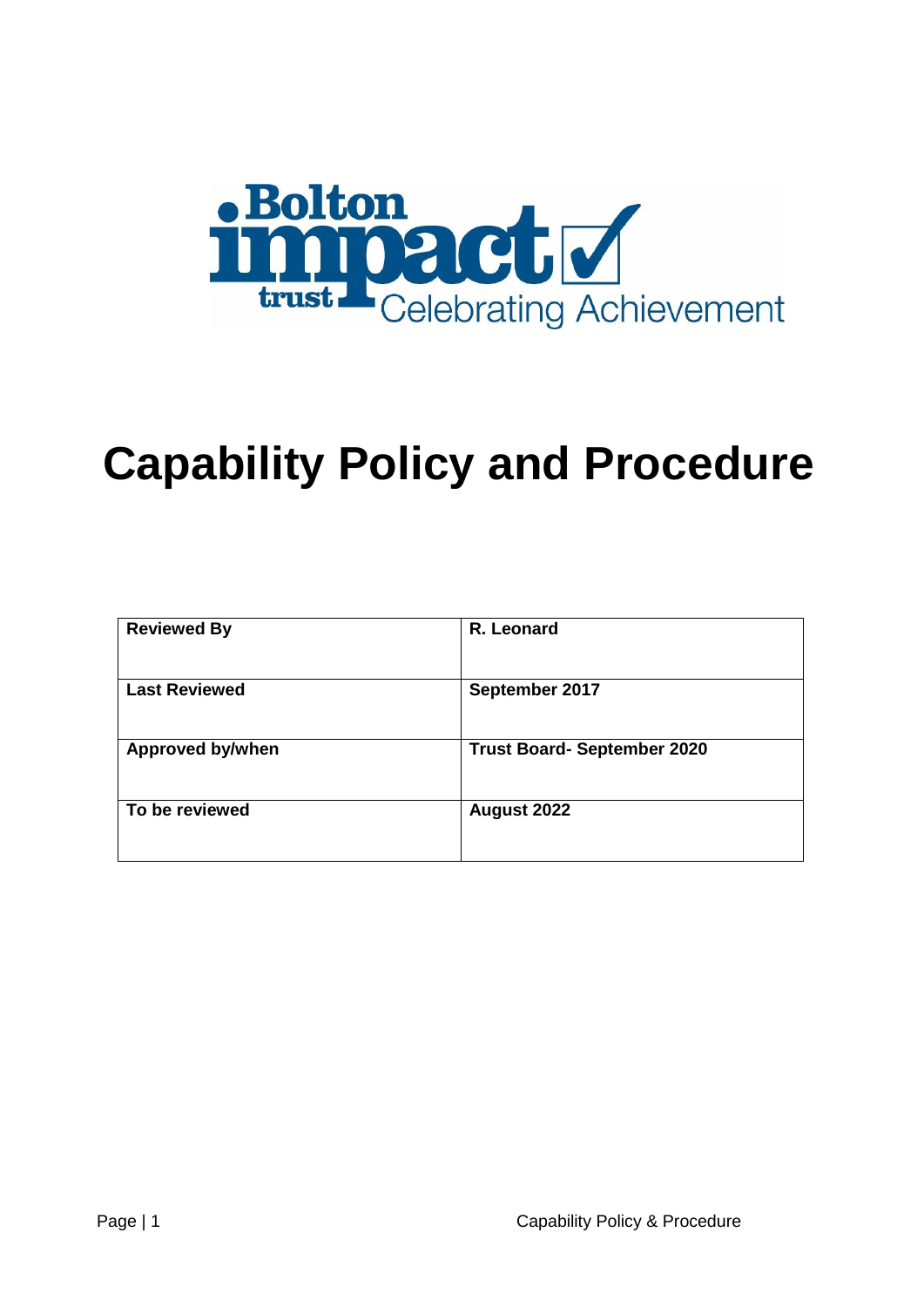# Capability Policy and Procedure

| Reviewed By | R. Leonard |
| --- | --- |
| Last Reviewed | September 2017 |
| Approved by/when | Trust Board- September 2020 |
| To be reviewed | August 2022 |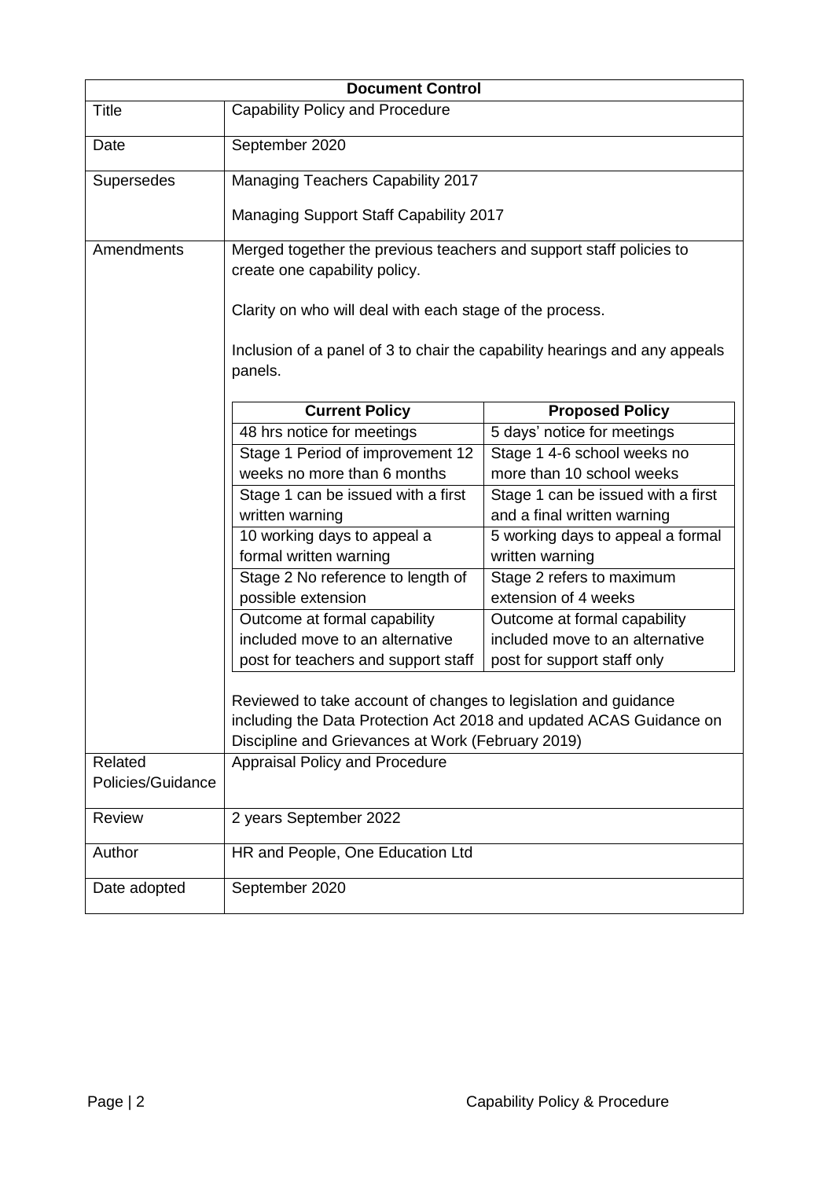| Document Control | |
|---|---|
| Title | Capability Policy and Procedure |
| Date | September 2020 |
| Supersedes | Managing Teachers Capability 2017<br><br>Managing Support Staff Capability 2017 |
| Amendments | Merged together the previous teachers and support staff policies to create one capability policy.<br><br>Clarity on who will deal with each stage of the process.<br><br>Inclusion of a panel of 3 to chair the capability hearings and any appeals panels.<br><br>(see table below)<br><br>Reviewed to take account of changes to legislation and guidance including the Data Protection Act 2018 and updated ACAS Guidance on Discipline and Grievances at Work (February 2019) |
| Related Policies/Guidance | Appraisal Policy and Procedure |
| Review | 2 years September 2022 |
| Author | HR and People, One Education Ltd |
| Date adopted | September 2020 |

| Current Policy | Proposed Policy |
|---|---|
| 48 hrs notice for meetings | 5 days' notice for meetings |
| Stage 1 Period of improvement 12 weeks no more than 6 months | Stage 1 4-6 school weeks no more than 10 school weeks |
| Stage 1 can be issued with a first written warning | Stage 1 can be issued with a first and a final written warning |
| 10 working days to appeal a formal written warning | 5 working days to appeal a formal written warning |
| Stage 2 No reference to length of possible extension | Stage 2 refers to maximum extension of 4 weeks |
| Outcome at formal capability included move to an alternative post for teachers and support staff | Outcome at formal capability included move to an alternative post for support staff only |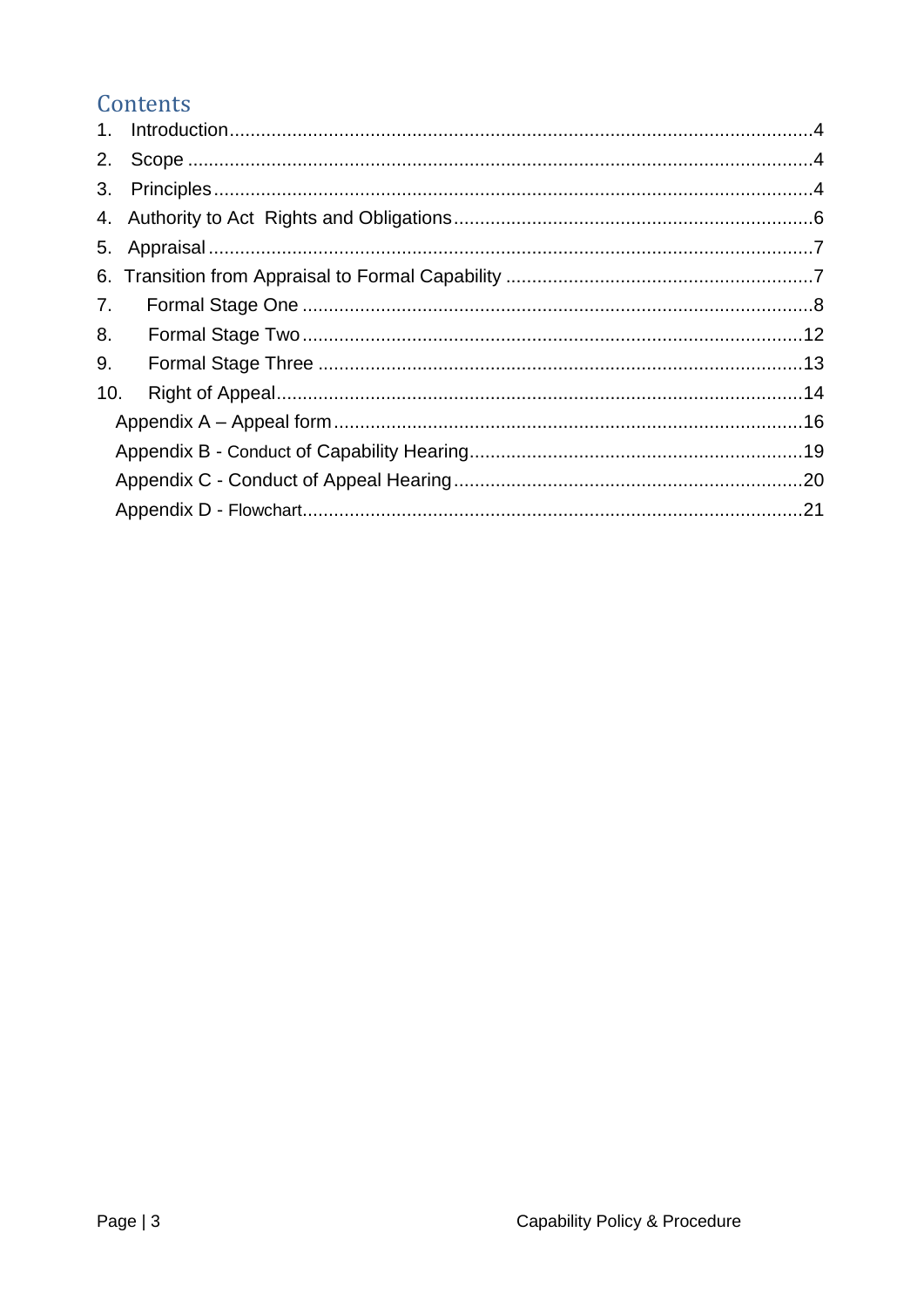## Contents

1. Introduction.......................................................................................................4
2. Scope ...............................................................................................................4
3. Principles..........................................................................................................4
4. Authority to Act  Rights and Obligations...........................................................6
5. Appraisal ..........................................................................................................7
6. Transition from Appraisal to Formal Capability ...............................................7
7. Formal Stage One ............................................................................................8
8. Formal Stage Two ..........................................................................................12
9. Formal Stage Three .......................................................................................13
10. Right of Appeal...............................................................................................14

Appendix A – Appeal form....................................................................................16

Appendix B - Conduct of Capability Hearing.........................................................19

Appendix C - Conduct of Appeal Hearing.............................................................20

Appendix D - Flowchart........................................................................................21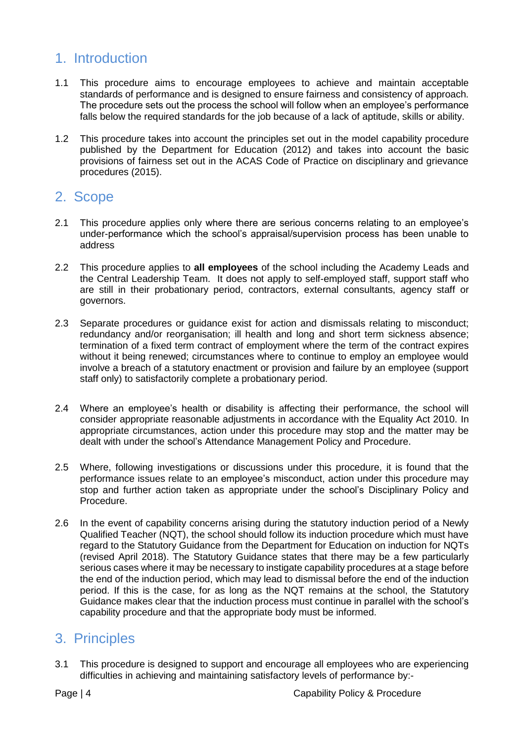## 1. Introduction

1.1 This procedure aims to encourage employees to achieve and maintain acceptable standards of performance and is designed to ensure fairness and consistency of approach. The procedure sets out the process the school will follow when an employee's performance falls below the required standards for the job because of a lack of aptitude, skills or ability.

1.2 This procedure takes into account the principles set out in the model capability procedure published by the Department for Education (2012) and takes into account the basic provisions of fairness set out in the ACAS Code of Practice on disciplinary and grievance procedures (2015).

## 2. Scope

2.1 This procedure applies only where there are serious concerns relating to an employee's under-performance which the school's appraisal/supervision process has been unable to address

2.2 This procedure applies to **all employees** of the school including the Academy Leads and the Central Leadership Team. It does not apply to self-employed staff, support staff who are still in their probationary period, contractors, external consultants, agency staff or governors.

2.3 Separate procedures or guidance exist for action and dismissals relating to misconduct; redundancy and/or reorganisation; ill health and long and short term sickness absence; termination of a fixed term contract of employment where the term of the contract expires without it being renewed; circumstances where to continue to employ an employee would involve a breach of a statutory enactment or provision and failure by an employee (support staff only) to satisfactorily complete a probationary period.

2.4 Where an employee's health or disability is affecting their performance, the school will consider appropriate reasonable adjustments in accordance with the Equality Act 2010. In appropriate circumstances, action under this procedure may stop and the matter may be dealt with under the school's Attendance Management Policy and Procedure.

2.5 Where, following investigations or discussions under this procedure, it is found that the performance issues relate to an employee's misconduct, action under this procedure may stop and further action taken as appropriate under the school's Disciplinary Policy and Procedure.

2.6 In the event of capability concerns arising during the statutory induction period of a Newly Qualified Teacher (NQT), the school should follow its induction procedure which must have regard to the Statutory Guidance from the Department for Education on induction for NQTs (revised April 2018). The Statutory Guidance states that there may be a few particularly serious cases where it may be necessary to instigate capability procedures at a stage before the end of the induction period, which may lead to dismissal before the end of the induction period. If this is the case, for as long as the NQT remains at the school, the Statutory Guidance makes clear that the induction process must continue in parallel with the school's capability procedure and that the appropriate body must be informed.

## 3. Principles

3.1 This procedure is designed to support and encourage all employees who are experiencing difficulties in achieving and maintaining satisfactory levels of performance by:-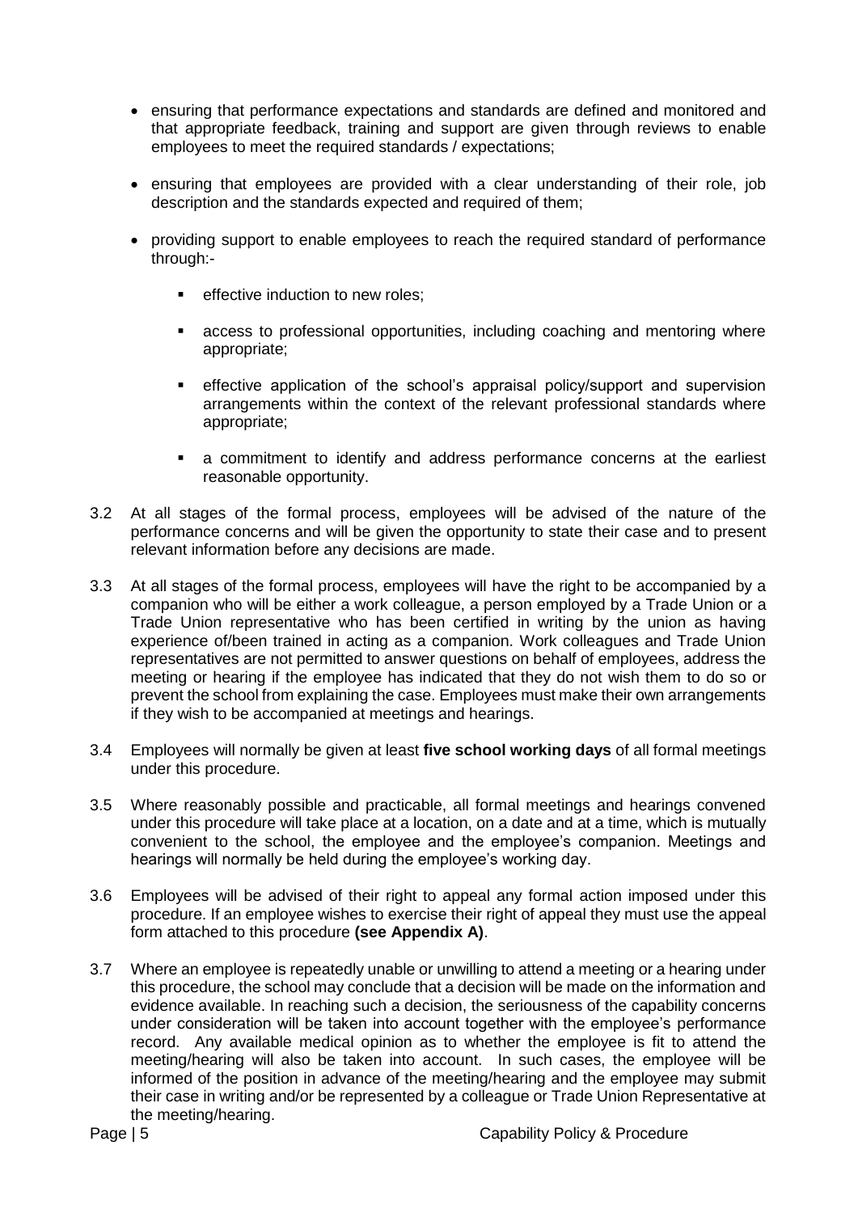- ensuring that performance expectations and standards are defined and monitored and that appropriate feedback, training and support are given through reviews to enable employees to meet the required standards / expectations;
- ensuring that employees are provided with a clear understanding of their role, job description and the standards expected and required of them;
- providing support to enable employees to reach the required standard of performance through:-
  - effective induction to new roles;
  - access to professional opportunities, including coaching and mentoring where appropriate;
  - effective application of the school's appraisal policy/support and supervision arrangements within the context of the relevant professional standards where appropriate;
  - a commitment to identify and address performance concerns at the earliest reasonable opportunity.

3.2 At all stages of the formal process, employees will be advised of the nature of the performance concerns and will be given the opportunity to state their case and to present relevant information before any decisions are made.

3.3 At all stages of the formal process, employees will have the right to be accompanied by a companion who will be either a work colleague, a person employed by a Trade Union or a Trade Union representative who has been certified in writing by the union as having experience of/been trained in acting as a companion. Work colleagues and Trade Union representatives are not permitted to answer questions on behalf of employees, address the meeting or hearing if the employee has indicated that they do not wish them to do so or prevent the school from explaining the case. Employees must make their own arrangements if they wish to be accompanied at meetings and hearings.

3.4 Employees will normally be given at least **five school working days** of all formal meetings under this procedure.

3.5 Where reasonably possible and practicable, all formal meetings and hearings convened under this procedure will take place at a location, on a date and at a time, which is mutually convenient to the school, the employee and the employee's companion. Meetings and hearings will normally be held during the employee's working day.

3.6 Employees will be advised of their right to appeal any formal action imposed under this procedure. If an employee wishes to exercise their right of appeal they must use the appeal form attached to this procedure **(see Appendix A)**.

3.7 Where an employee is repeatedly unable or unwilling to attend a meeting or a hearing under this procedure, the school may conclude that a decision will be made on the information and evidence available. In reaching such a decision, the seriousness of the capability concerns under consideration will be taken into account together with the employee's performance record. Any available medical opinion as to whether the employee is fit to attend the meeting/hearing will also be taken into account. In such cases, the employee will be informed of the position in advance of the meeting/hearing and the employee may submit their case in writing and/or be represented by a colleague or Trade Union Representative at the meeting/hearing.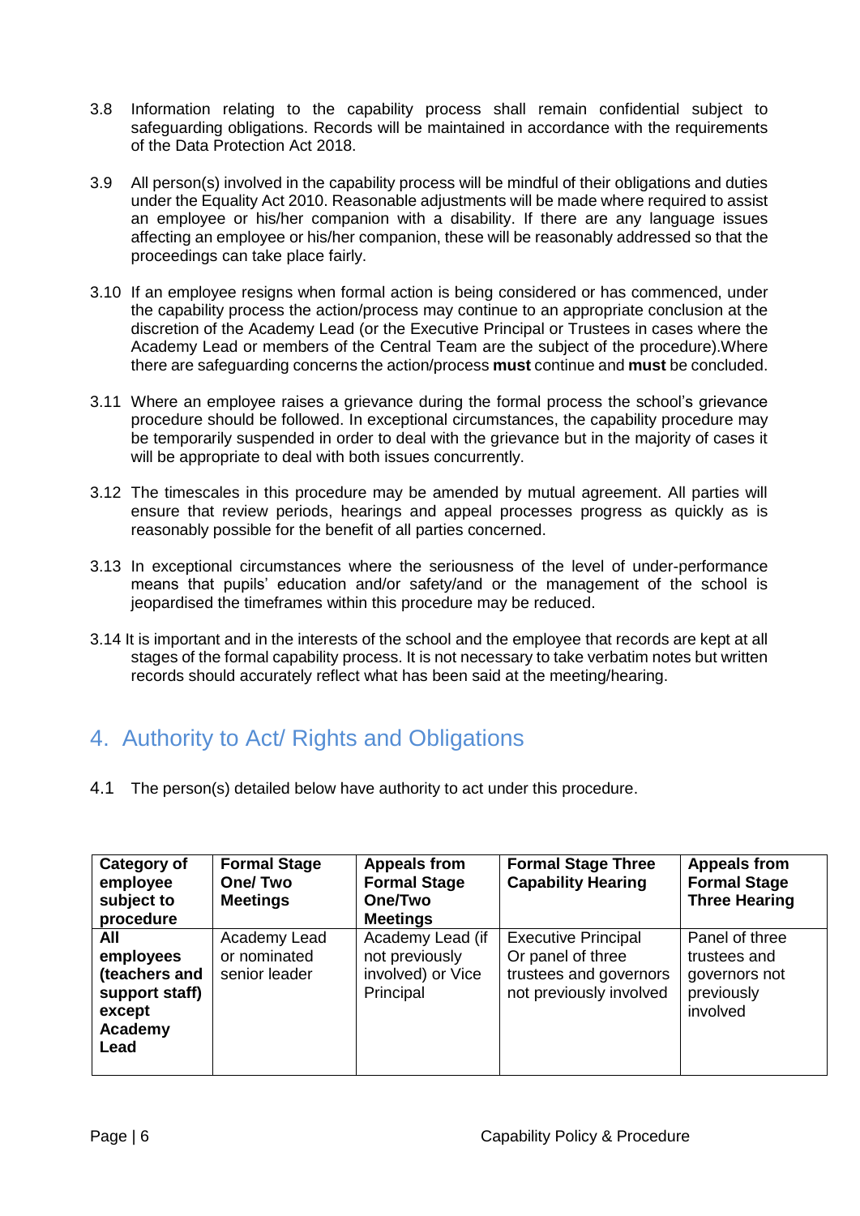3.8 Information relating to the capability process shall remain confidential subject to safeguarding obligations. Records will be maintained in accordance with the requirements of the Data Protection Act 2018.

3.9 All person(s) involved in the capability process will be mindful of their obligations and duties under the Equality Act 2010. Reasonable adjustments will be made where required to assist an employee or his/her companion with a disability. If there are any language issues affecting an employee or his/her companion, these will be reasonably addressed so that the proceedings can take place fairly.

3.10 If an employee resigns when formal action is being considered or has commenced, under the capability process the action/process may continue to an appropriate conclusion at the discretion of the Academy Lead (or the Executive Principal or Trustees in cases where the Academy Lead or members of the Central Team are the subject of the procedure).Where there are safeguarding concerns the action/process **must** continue and **must** be concluded.

3.11 Where an employee raises a grievance during the formal process the school's grievance procedure should be followed. In exceptional circumstances, the capability procedure may be temporarily suspended in order to deal with the grievance but in the majority of cases it will be appropriate to deal with both issues concurrently.

3.12 The timescales in this procedure may be amended by mutual agreement. All parties will ensure that review periods, hearings and appeal processes progress as quickly as is reasonably possible for the benefit of all parties concerned.

3.13 In exceptional circumstances where the seriousness of the level of under-performance means that pupils' education and/or safety/and or the management of the school is jeopardised the timeframes within this procedure may be reduced.

3.14 It is important and in the interests of the school and the employee that records are kept at all stages of the formal capability process. It is not necessary to take verbatim notes but written records should accurately reflect what has been said at the meeting/hearing.

## 4. Authority to Act/ Rights and Obligations

4.1 The person(s) detailed below have authority to act under this procedure.

| Category of employee subject to procedure | Formal Stage One/ Two Meetings | Appeals from Formal Stage One/Two Meetings | Formal Stage Three Capability Hearing | Appeals from Formal Stage Three Hearing |
|---|---|---|---|---|
| **All employees (teachers and support staff) except Academy Lead** | Academy Lead or nominated senior leader | Academy Lead (if not previously involved) or Vice Principal | Executive Principal Or panel of three trustees and governors not previously involved | Panel of three trustees and governors not previously involved |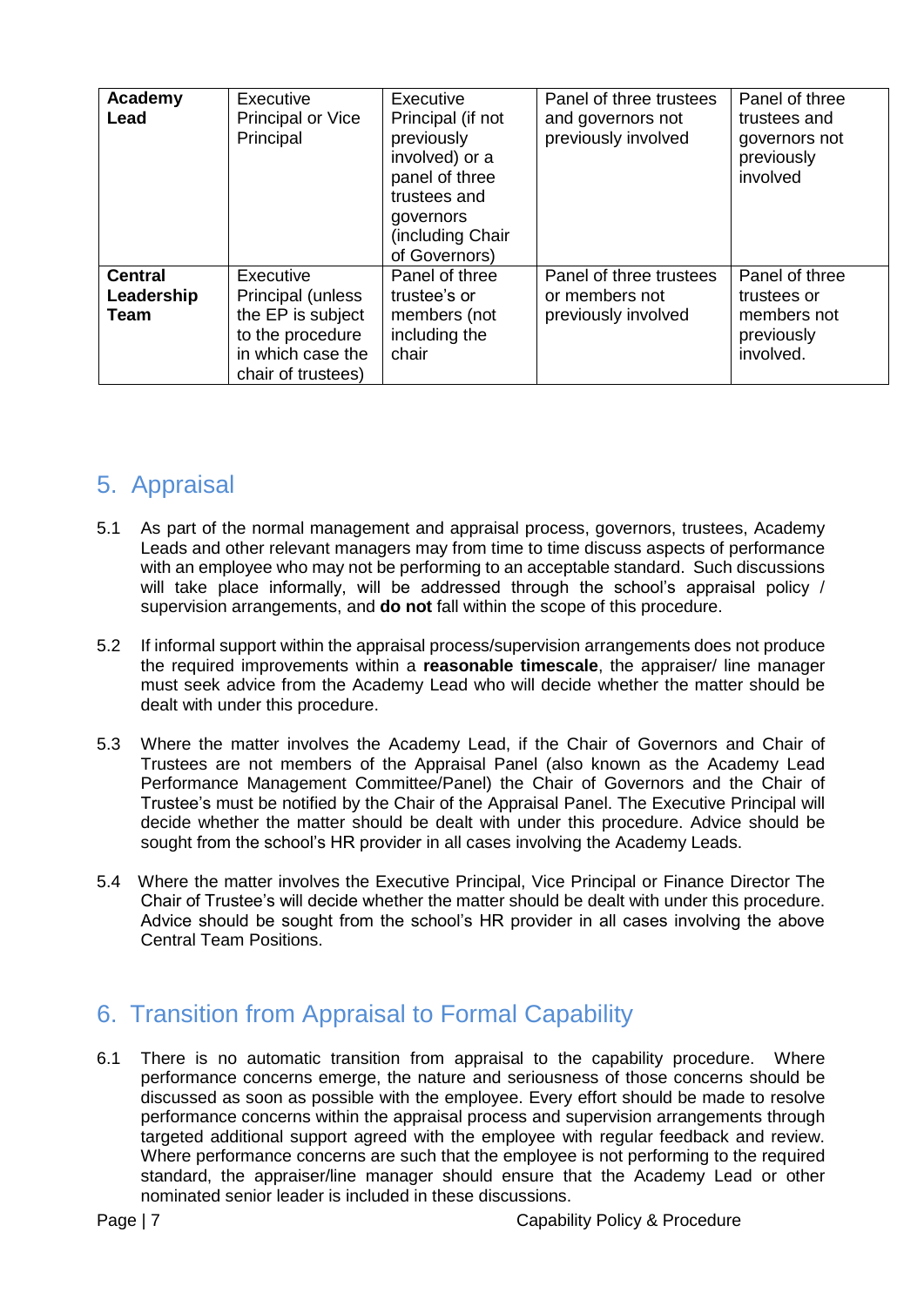| Academy Lead | Executive Principal or Vice Principal | Executive Principal (if not previously involved) or a panel of three trustees and governors (including Chair of Governors) | Panel of three trustees and governors not previously involved | Panel of three trustees and governors not previously involved |
|---|---|---|---|---|
| **Central Leadership Team** | Executive Principal (unless the EP is subject to the procedure in which case the chair of trustees) | Panel of three trustee's or members (not including the chair | Panel of three trustees or members not previously involved | Panel of three trustees or members not previously involved. |

## 5. Appraisal

5.1 As part of the normal management and appraisal process, governors, trustees, Academy Leads and other relevant managers may from time to time discuss aspects of performance with an employee who may not be performing to an acceptable standard. Such discussions will take place informally, will be addressed through the school's appraisal policy / supervision arrangements, and **do not** fall within the scope of this procedure.

5.2 If informal support within the appraisal process/supervision arrangements does not produce the required improvements within a **reasonable timescale**, the appraiser/ line manager must seek advice from the Academy Lead who will decide whether the matter should be dealt with under this procedure.

5.3 Where the matter involves the Academy Lead, if the Chair of Governors and Chair of Trustees are not members of the Appraisal Panel (also known as the Academy Lead Performance Management Committee/Panel) the Chair of Governors and the Chair of Trustee's must be notified by the Chair of the Appraisal Panel. The Executive Principal will decide whether the matter should be dealt with under this procedure. Advice should be sought from the school's HR provider in all cases involving the Academy Leads.

5.4 Where the matter involves the Executive Principal, Vice Principal or Finance Director The Chair of Trustee's will decide whether the matter should be dealt with under this procedure. Advice should be sought from the school's HR provider in all cases involving the above Central Team Positions.

## 6. Transition from Appraisal to Formal Capability

6.1 There is no automatic transition from appraisal to the capability procedure. Where performance concerns emerge, the nature and seriousness of those concerns should be discussed as soon as possible with the employee. Every effort should be made to resolve performance concerns within the appraisal process and supervision arrangements through targeted additional support agreed with the employee with regular feedback and review. Where performance concerns are such that the employee is not performing to the required standard, the appraiser/line manager should ensure that the Academy Lead or other nominated senior leader is included in these discussions.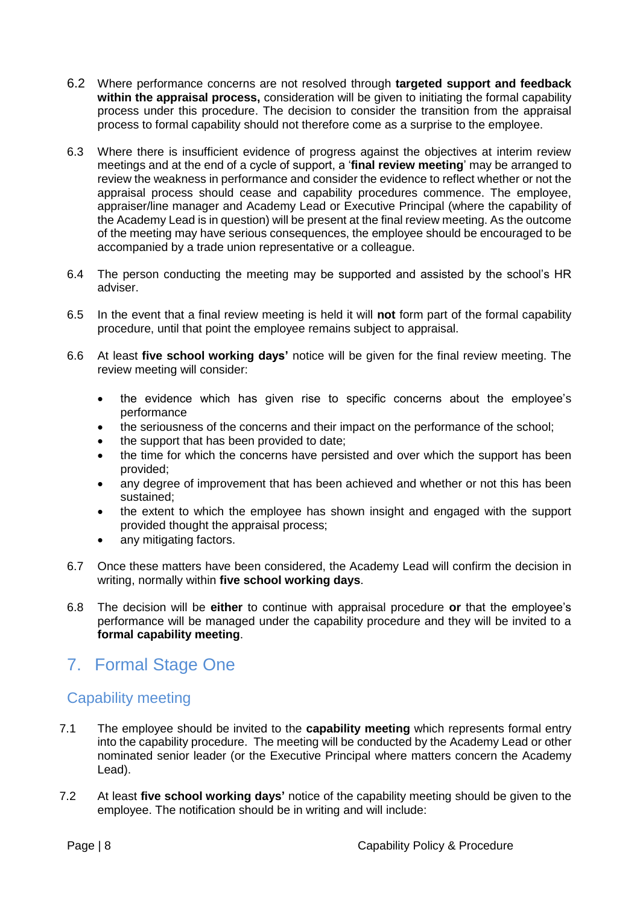6.2 Where performance concerns are not resolved through **targeted support and feedback within the appraisal process,** consideration will be given to initiating the formal capability process under this procedure. The decision to consider the transition from the appraisal process to formal capability should not therefore come as a surprise to the employee.

6.3 Where there is insufficient evidence of progress against the objectives at interim review meetings and at the end of a cycle of support, a '**final review meeting**' may be arranged to review the weakness in performance and consider the evidence to reflect whether or not the appraisal process should cease and capability procedures commence. The employee, appraiser/line manager and Academy Lead or Executive Principal (where the capability of the Academy Lead is in question) will be present at the final review meeting. As the outcome of the meeting may have serious consequences, the employee should be encouraged to be accompanied by a trade union representative or a colleague.

6.4 The person conducting the meeting may be supported and assisted by the school's HR adviser.

6.5 In the event that a final review meeting is held it will **not** form part of the formal capability procedure, until that point the employee remains subject to appraisal.

6.6 At least **five school working days'** notice will be given for the final review meeting. The review meeting will consider:

- the evidence which has given rise to specific concerns about the employee's performance
- the seriousness of the concerns and their impact on the performance of the school;
- the support that has been provided to date;
- the time for which the concerns have persisted and over which the support has been provided;
- any degree of improvement that has been achieved and whether or not this has been sustained;
- the extent to which the employee has shown insight and engaged with the support provided thought the appraisal process;
- any mitigating factors.

6.7 Once these matters have been considered, the Academy Lead will confirm the decision in writing, normally within **five school working days**.

6.8 The decision will be **either** to continue with appraisal procedure **or** that the employee's performance will be managed under the capability procedure and they will be invited to a **formal capability meeting**.

# 7. Formal Stage One

## Capability meeting

7.1 The employee should be invited to the **capability meeting** which represents formal entry into the capability procedure. The meeting will be conducted by the Academy Lead or other nominated senior leader (or the Executive Principal where matters concern the Academy Lead).

7.2 At least **five school working days'** notice of the capability meeting should be given to the employee. The notification should be in writing and will include: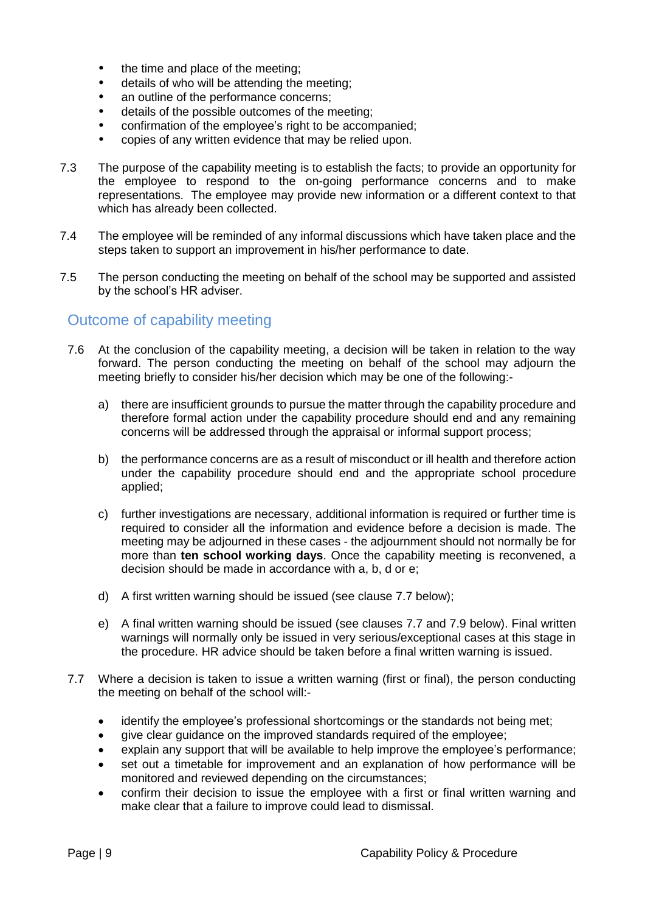- the time and place of the meeting;
- details of who will be attending the meeting;
- an outline of the performance concerns;
- details of the possible outcomes of the meeting;
- confirmation of the employee's right to be accompanied;
- copies of any written evidence that may be relied upon.

7.3 The purpose of the capability meeting is to establish the facts; to provide an opportunity for the employee to respond to the on-going performance concerns and to make representations. The employee may provide new information or a different context to that which has already been collected.

7.4 The employee will be reminded of any informal discussions which have taken place and the steps taken to support an improvement in his/her performance to date.

7.5 The person conducting the meeting on behalf of the school may be supported and assisted by the school's HR adviser.

## Outcome of capability meeting

7.6 At the conclusion of the capability meeting, a decision will be taken in relation to the way forward. The person conducting the meeting on behalf of the school may adjourn the meeting briefly to consider his/her decision which may be one of the following:-

a) there are insufficient grounds to pursue the matter through the capability procedure and therefore formal action under the capability procedure should end and any remaining concerns will be addressed through the appraisal or informal support process;

b) the performance concerns are as a result of misconduct or ill health and therefore action under the capability procedure should end and the appropriate school procedure applied;

c) further investigations are necessary, additional information is required or further time is required to consider all the information and evidence before a decision is made. The meeting may be adjourned in these cases - the adjournment should not normally be for more than **ten school working days**. Once the capability meeting is reconvened, a decision should be made in accordance with a, b, d or e;

d) A first written warning should be issued (see clause 7.7 below);

e) A final written warning should be issued (see clauses 7.7 and 7.9 below). Final written warnings will normally only be issued in very serious/exceptional cases at this stage in the procedure. HR advice should be taken before a final written warning is issued.

7.7 Where a decision is taken to issue a written warning (first or final), the person conducting the meeting on behalf of the school will:-

- identify the employee's professional shortcomings or the standards not being met;
- give clear guidance on the improved standards required of the employee;
- explain any support that will be available to help improve the employee's performance;
- set out a timetable for improvement and an explanation of how performance will be monitored and reviewed depending on the circumstances;
- confirm their decision to issue the employee with a first or final written warning and make clear that a failure to improve could lead to dismissal.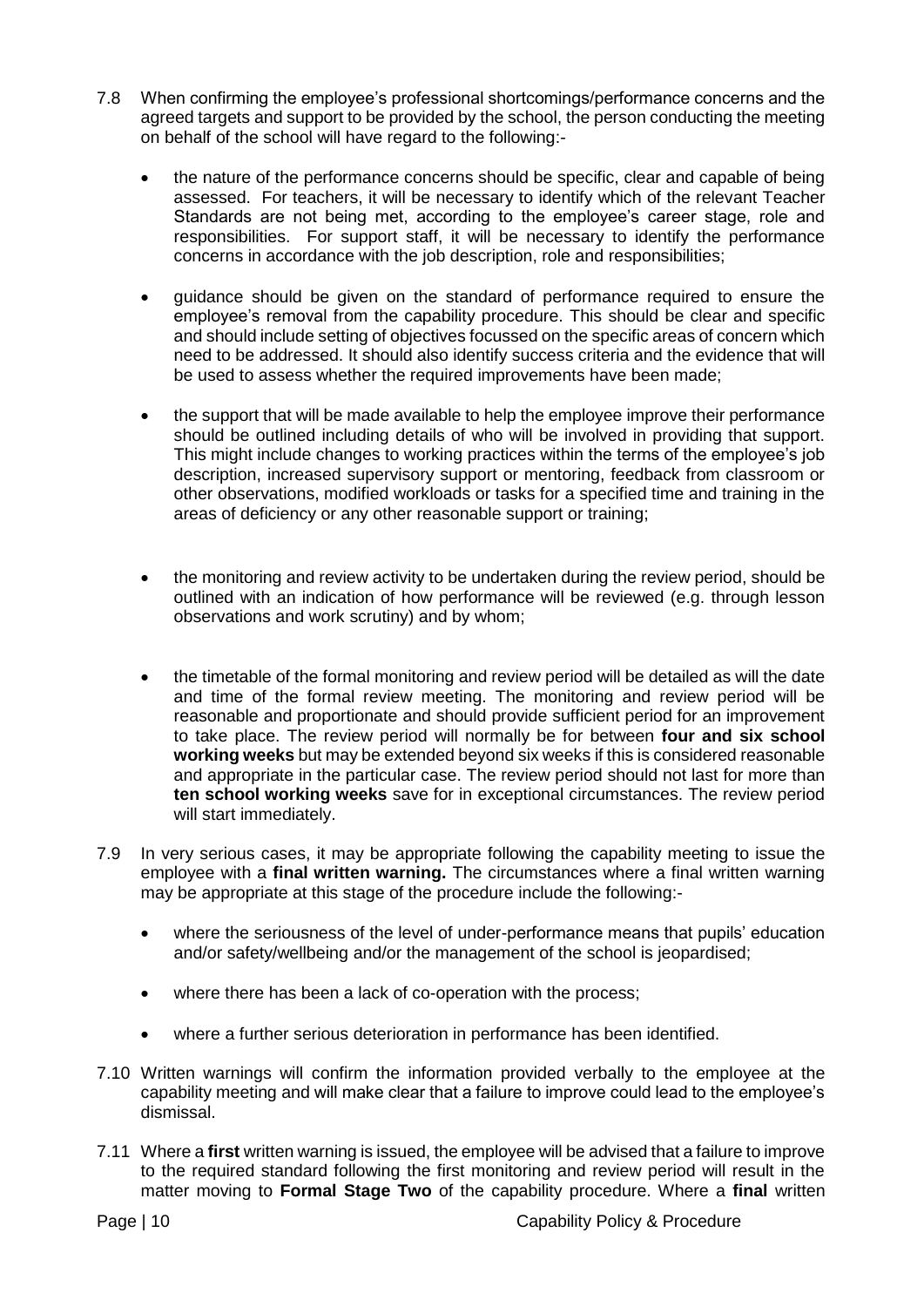7.8 When confirming the employee's professional shortcomings/performance concerns and the agreed targets and support to be provided by the school, the person conducting the meeting on behalf of the school will have regard to the following:-

- the nature of the performance concerns should be specific, clear and capable of being assessed. For teachers, it will be necessary to identify which of the relevant Teacher Standards are not being met, according to the employee's career stage, role and responsibilities. For support staff, it will be necessary to identify the performance concerns in accordance with the job description, role and responsibilities;

- guidance should be given on the standard of performance required to ensure the employee's removal from the capability procedure. This should be clear and specific and should include setting of objectives focussed on the specific areas of concern which need to be addressed. It should also identify success criteria and the evidence that will be used to assess whether the required improvements have been made;

- the support that will be made available to help the employee improve their performance should be outlined including details of who will be involved in providing that support. This might include changes to working practices within the terms of the employee's job description, increased supervisory support or mentoring, feedback from classroom or other observations, modified workloads or tasks for a specified time and training in the areas of deficiency or any other reasonable support or training;

- the monitoring and review activity to be undertaken during the review period, should be outlined with an indication of how performance will be reviewed (e.g. through lesson observations and work scrutiny) and by whom;

- the timetable of the formal monitoring and review period will be detailed as will the date and time of the formal review meeting. The monitoring and review period will be reasonable and proportionate and should provide sufficient period for an improvement to take place. The review period will normally be for between **four and six school working weeks** but may be extended beyond six weeks if this is considered reasonable and appropriate in the particular case. The review period should not last for more than **ten school working weeks** save for in exceptional circumstances. The review period will start immediately.

7.9 In very serious cases, it may be appropriate following the capability meeting to issue the employee with a **final written warning.** The circumstances where a final written warning may be appropriate at this stage of the procedure include the following:-

- where the seriousness of the level of under-performance means that pupils' education and/or safety/wellbeing and/or the management of the school is jeopardised;

- where there has been a lack of co-operation with the process;

- where a further serious deterioration in performance has been identified.

7.10 Written warnings will confirm the information provided verbally to the employee at the capability meeting and will make clear that a failure to improve could lead to the employee's dismissal.

7.11 Where a **first** written warning is issued, the employee will be advised that a failure to improve to the required standard following the first monitoring and review period will result in the matter moving to **Formal Stage Two** of the capability procedure. Where a **final** written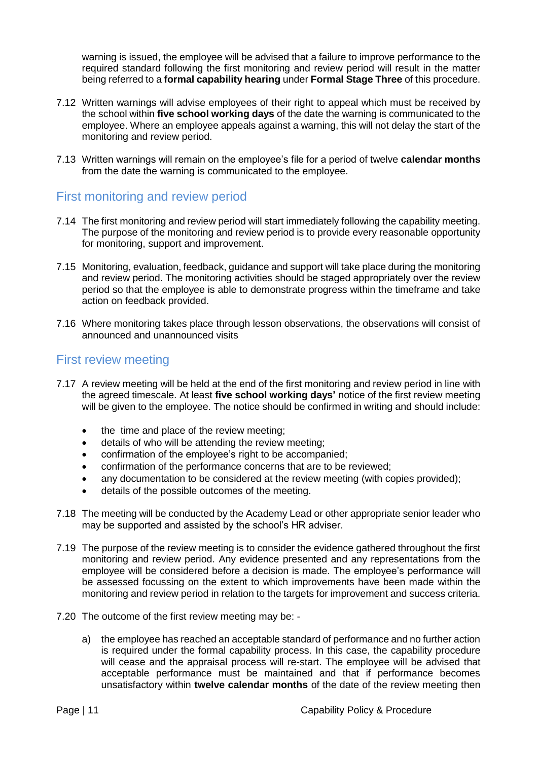warning is issued, the employee will be advised that a failure to improve performance to the required standard following the first monitoring and review period will result in the matter being referred to a **formal capability hearing** under **Formal Stage Three** of this procedure.

7.12 Written warnings will advise employees of their right to appeal which must be received by the school within **five school working days** of the date the warning is communicated to the employee. Where an employee appeals against a warning, this will not delay the start of the monitoring and review period.

7.13 Written warnings will remain on the employee's file for a period of twelve **calendar months** from the date the warning is communicated to the employee.

## First monitoring and review period

7.14 The first monitoring and review period will start immediately following the capability meeting. The purpose of the monitoring and review period is to provide every reasonable opportunity for monitoring, support and improvement.

7.15 Monitoring, evaluation, feedback, guidance and support will take place during the monitoring and review period. The monitoring activities should be staged appropriately over the review period so that the employee is able to demonstrate progress within the timeframe and take action on feedback provided.

7.16 Where monitoring takes place through lesson observations, the observations will consist of announced and unannounced visits

## First review meeting

7.17 A review meeting will be held at the end of the first monitoring and review period in line with the agreed timescale. At least **five school working days'** notice of the first review meeting will be given to the employee. The notice should be confirmed in writing and should include:

- the time and place of the review meeting;
- details of who will be attending the review meeting;
- confirmation of the employee's right to be accompanied;
- confirmation of the performance concerns that are to be reviewed;
- any documentation to be considered at the review meeting (with copies provided);
- details of the possible outcomes of the meeting.

7.18 The meeting will be conducted by the Academy Lead or other appropriate senior leader who may be supported and assisted by the school's HR adviser.

7.19 The purpose of the review meeting is to consider the evidence gathered throughout the first monitoring and review period. Any evidence presented and any representations from the employee will be considered before a decision is made. The employee's performance will be assessed focussing on the extent to which improvements have been made within the monitoring and review period in relation to the targets for improvement and success criteria.

7.20 The outcome of the first review meeting may be: -

a) the employee has reached an acceptable standard of performance and no further action is required under the formal capability process. In this case, the capability procedure will cease and the appraisal process will re-start. The employee will be advised that acceptable performance must be maintained and that if performance becomes unsatisfactory within **twelve calendar months** of the date of the review meeting then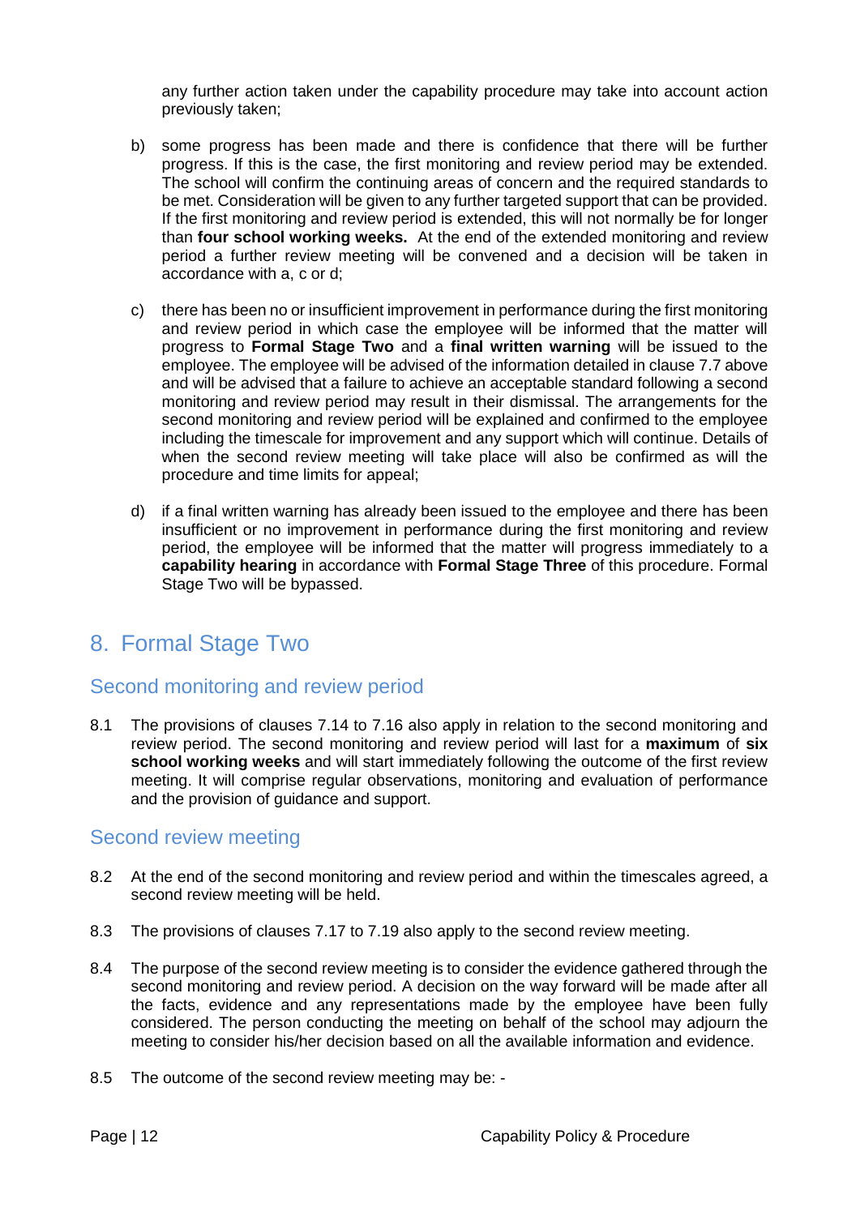any further action taken under the capability procedure may take into account action previously taken;

b) some progress has been made and there is confidence that there will be further progress. If this is the case, the first monitoring and review period may be extended. The school will confirm the continuing areas of concern and the required standards to be met. Consideration will be given to any further targeted support that can be provided. If the first monitoring and review period is extended, this will not normally be for longer than **four school working weeks.** At the end of the extended monitoring and review period a further review meeting will be convened and a decision will be taken in accordance with a, c or d;

c) there has been no or insufficient improvement in performance during the first monitoring and review period in which case the employee will be informed that the matter will progress to **Formal Stage Two** and a **final written warning** will be issued to the employee. The employee will be advised of the information detailed in clause 7.7 above and will be advised that a failure to achieve an acceptable standard following a second monitoring and review period may result in their dismissal. The arrangements for the second monitoring and review period will be explained and confirmed to the employee including the timescale for improvement and any support which will continue. Details of when the second review meeting will take place will also be confirmed as will the procedure and time limits for appeal;

d) if a final written warning has already been issued to the employee and there has been insufficient or no improvement in performance during the first monitoring and review period, the employee will be informed that the matter will progress immediately to a **capability hearing** in accordance with **Formal Stage Three** of this procedure. Formal Stage Two will be bypassed.

## 8. Formal Stage Two

### Second monitoring and review period

8.1 The provisions of clauses 7.14 to 7.16 also apply in relation to the second monitoring and review period. The second monitoring and review period will last for a **maximum** of **six school working weeks** and will start immediately following the outcome of the first review meeting. It will comprise regular observations, monitoring and evaluation of performance and the provision of guidance and support.

### Second review meeting

8.2 At the end of the second monitoring and review period and within the timescales agreed, a second review meeting will be held.

8.3 The provisions of clauses 7.17 to 7.19 also apply to the second review meeting.

8.4 The purpose of the second review meeting is to consider the evidence gathered through the second monitoring and review period. A decision on the way forward will be made after all the facts, evidence and any representations made by the employee have been fully considered. The person conducting the meeting on behalf of the school may adjourn the meeting to consider his/her decision based on all the available information and evidence.

8.5 The outcome of the second review meeting may be: -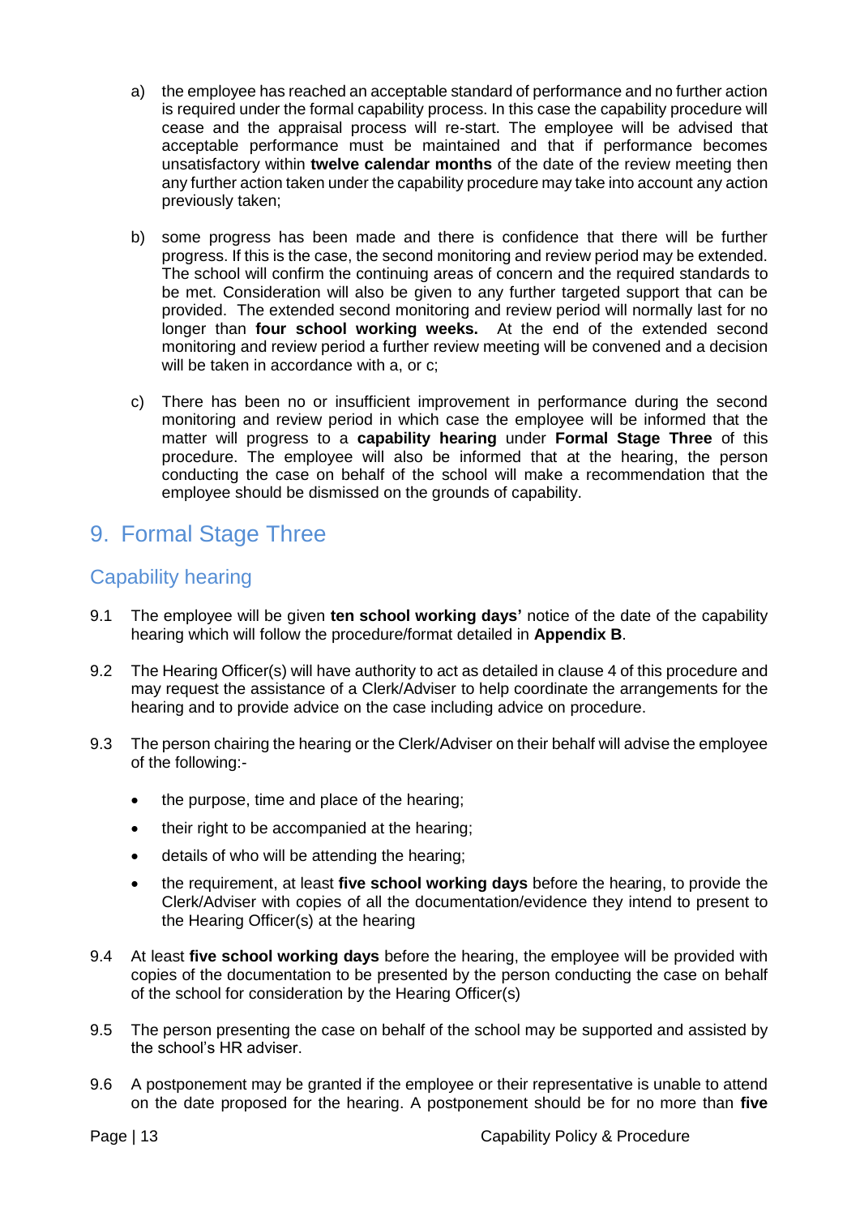a) the employee has reached an acceptable standard of performance and no further action is required under the formal capability process. In this case the capability procedure will cease and the appraisal process will re-start. The employee will be advised that acceptable performance must be maintained and that if performance becomes unsatisfactory within **twelve calendar months** of the date of the review meeting then any further action taken under the capability procedure may take into account any action previously taken;

b) some progress has been made and there is confidence that there will be further progress. If this is the case, the second monitoring and review period may be extended. The school will confirm the continuing areas of concern and the required standards to be met. Consideration will also be given to any further targeted support that can be provided. The extended second monitoring and review period will normally last for no longer than **four school working weeks.** At the end of the extended second monitoring and review period a further review meeting will be convened and a decision will be taken in accordance with a, or c;

c) There has been no or insufficient improvement in performance during the second monitoring and review period in which case the employee will be informed that the matter will progress to a **capability hearing** under **Formal Stage Three** of this procedure. The employee will also be informed that at the hearing, the person conducting the case on behalf of the school will make a recommendation that the employee should be dismissed on the grounds of capability.

# 9. Formal Stage Three

## Capability hearing

9.1 The employee will be given **ten school working days'** notice of the date of the capability hearing which will follow the procedure/format detailed in **Appendix B**.

9.2 The Hearing Officer(s) will have authority to act as detailed in clause 4 of this procedure and may request the assistance of a Clerk/Adviser to help coordinate the arrangements for the hearing and to provide advice on the case including advice on procedure.

9.3 The person chairing the hearing or the Clerk/Adviser on their behalf will advise the employee of the following:-

- the purpose, time and place of the hearing;
- their right to be accompanied at the hearing;
- details of who will be attending the hearing;
- the requirement, at least **five school working days** before the hearing, to provide the Clerk/Adviser with copies of all the documentation/evidence they intend to present to the Hearing Officer(s) at the hearing

9.4 At least **five school working days** before the hearing, the employee will be provided with copies of the documentation to be presented by the person conducting the case on behalf of the school for consideration by the Hearing Officer(s)

9.5 The person presenting the case on behalf of the school may be supported and assisted by the school's HR adviser.

9.6 A postponement may be granted if the employee or their representative is unable to attend on the date proposed for the hearing. A postponement should be for no more than **five**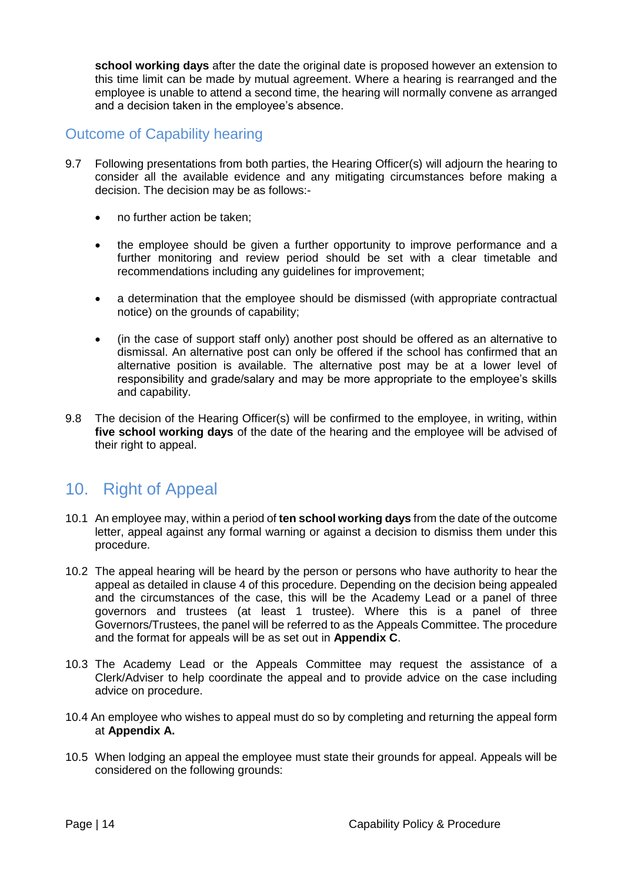**school working days** after the date the original date is proposed however an extension to this time limit can be made by mutual agreement. Where a hearing is rearranged and the employee is unable to attend a second time, the hearing will normally convene as arranged and a decision taken in the employee's absence.

### Outcome of Capability hearing

9.7 Following presentations from both parties, the Hearing Officer(s) will adjourn the hearing to consider all the available evidence and any mitigating circumstances before making a decision. The decision may be as follows:-

- no further action be taken;
- the employee should be given a further opportunity to improve performance and a further monitoring and review period should be set with a clear timetable and recommendations including any guidelines for improvement;
- a determination that the employee should be dismissed (with appropriate contractual notice) on the grounds of capability;
- (in the case of support staff only) another post should be offered as an alternative to dismissal. An alternative post can only be offered if the school has confirmed that an alternative position is available. The alternative post may be at a lower level of responsibility and grade/salary and may be more appropriate to the employee's skills and capability.

9.8 The decision of the Hearing Officer(s) will be confirmed to the employee, in writing, within **five school working days** of the date of the hearing and the employee will be advised of their right to appeal.

## 10. Right of Appeal

10.1 An employee may, within a period of **ten school working days** from the date of the outcome letter, appeal against any formal warning or against a decision to dismiss them under this procedure.

10.2 The appeal hearing will be heard by the person or persons who have authority to hear the appeal as detailed in clause 4 of this procedure. Depending on the decision being appealed and the circumstances of the case, this will be the Academy Lead or a panel of three governors and trustees (at least 1 trustee). Where this is a panel of three Governors/Trustees, the panel will be referred to as the Appeals Committee. The procedure and the format for appeals will be as set out in **Appendix C**.

10.3 The Academy Lead or the Appeals Committee may request the assistance of a Clerk/Adviser to help coordinate the appeal and to provide advice on the case including advice on procedure.

10.4 An employee who wishes to appeal must do so by completing and returning the appeal form at **Appendix A.**

10.5 When lodging an appeal the employee must state their grounds for appeal. Appeals will be considered on the following grounds: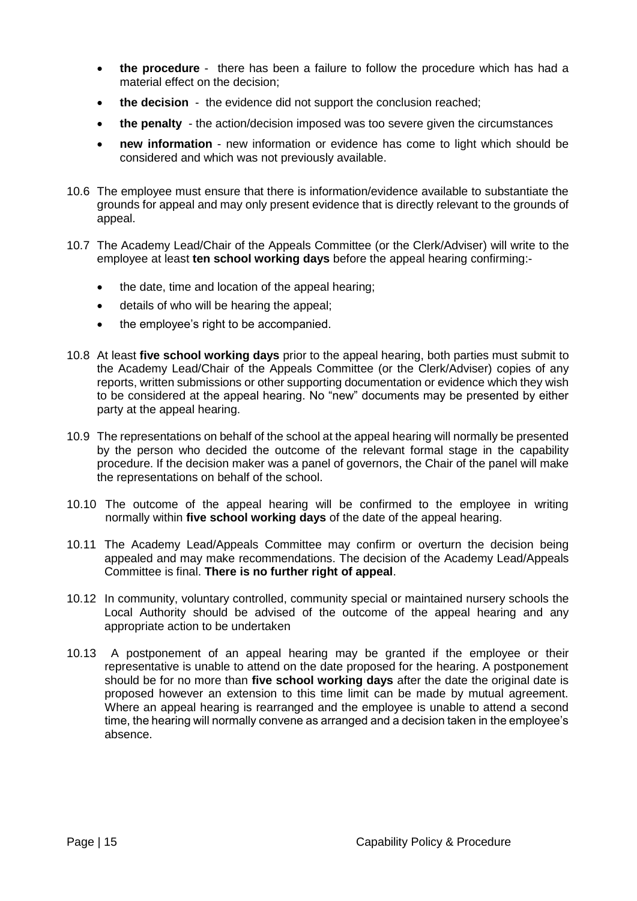- **the procedure** - there has been a failure to follow the procedure which has had a material effect on the decision;
- **the decision** - the evidence did not support the conclusion reached;
- **the penalty** - the action/decision imposed was too severe given the circumstances
- **new information** - new information or evidence has come to light which should be considered and which was not previously available.

10.6 The employee must ensure that there is information/evidence available to substantiate the grounds for appeal and may only present evidence that is directly relevant to the grounds of appeal.

10.7 The Academy Lead/Chair of the Appeals Committee (or the Clerk/Adviser) will write to the employee at least **ten school working days** before the appeal hearing confirming:-

- the date, time and location of the appeal hearing;
- details of who will be hearing the appeal;
- the employee's right to be accompanied.

10.8 At least **five school working days** prior to the appeal hearing, both parties must submit to the Academy Lead/Chair of the Appeals Committee (or the Clerk/Adviser) copies of any reports, written submissions or other supporting documentation or evidence which they wish to be considered at the appeal hearing. No "new" documents may be presented by either party at the appeal hearing.

10.9 The representations on behalf of the school at the appeal hearing will normally be presented by the person who decided the outcome of the relevant formal stage in the capability procedure. If the decision maker was a panel of governors, the Chair of the panel will make the representations on behalf of the school.

10.10 The outcome of the appeal hearing will be confirmed to the employee in writing normally within **five school working days** of the date of the appeal hearing.

10.11 The Academy Lead/Appeals Committee may confirm or overturn the decision being appealed and may make recommendations. The decision of the Academy Lead/Appeals Committee is final. **There is no further right of appeal**.

10.12 In community, voluntary controlled, community special or maintained nursery schools the Local Authority should be advised of the outcome of the appeal hearing and any appropriate action to be undertaken

10.13 A postponement of an appeal hearing may be granted if the employee or their representative is unable to attend on the date proposed for the hearing. A postponement should be for no more than **five school working days** after the date the original date is proposed however an extension to this time limit can be made by mutual agreement. Where an appeal hearing is rearranged and the employee is unable to attend a second time, the hearing will normally convene as arranged and a decision taken in the employee's absence.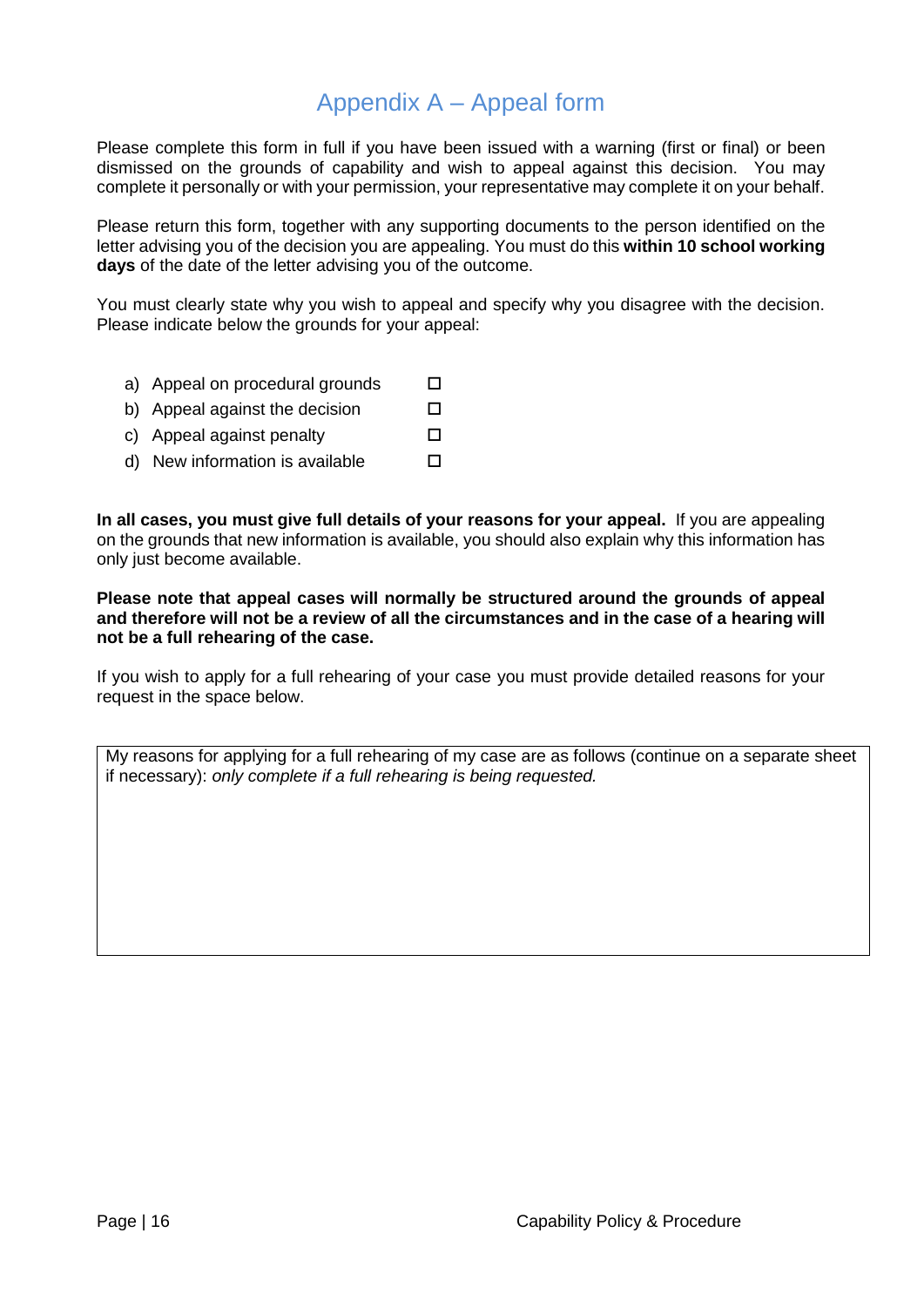# Appendix A – Appeal form

Please complete this form in full if you have been issued with a warning (first or final) or been dismissed on the grounds of capability and wish to appeal against this decision. You may complete it personally or with your permission, your representative may complete it on your behalf.

Please return this form, together with any supporting documents to the person identified on the letter advising you of the decision you are appealing. You must do this **within 10 school working days** of the date of the letter advising you of the outcome.

You must clearly state why you wish to appeal and specify why you disagree with the decision. Please indicate below the grounds for your appeal:

a) Appeal on procedural grounds ☐
b) Appeal against the decision ☐
c) Appeal against penalty ☐
d) New information is available ☐

**In all cases, you must give full details of your reasons for your appeal.** If you are appealing on the grounds that new information is available, you should also explain why this information has only just become available.

**Please note that appeal cases will normally be structured around the grounds of appeal and therefore will not be a review of all the circumstances and in the case of a hearing will not be a full rehearing of the case.**

If you wish to apply for a full rehearing of your case you must provide detailed reasons for your request in the space below.

| My reasons for applying for a full rehearing of my case are as follows (continue on a separate sheet if necessary): *only complete if a full rehearing is being requested.* |
|---|
| |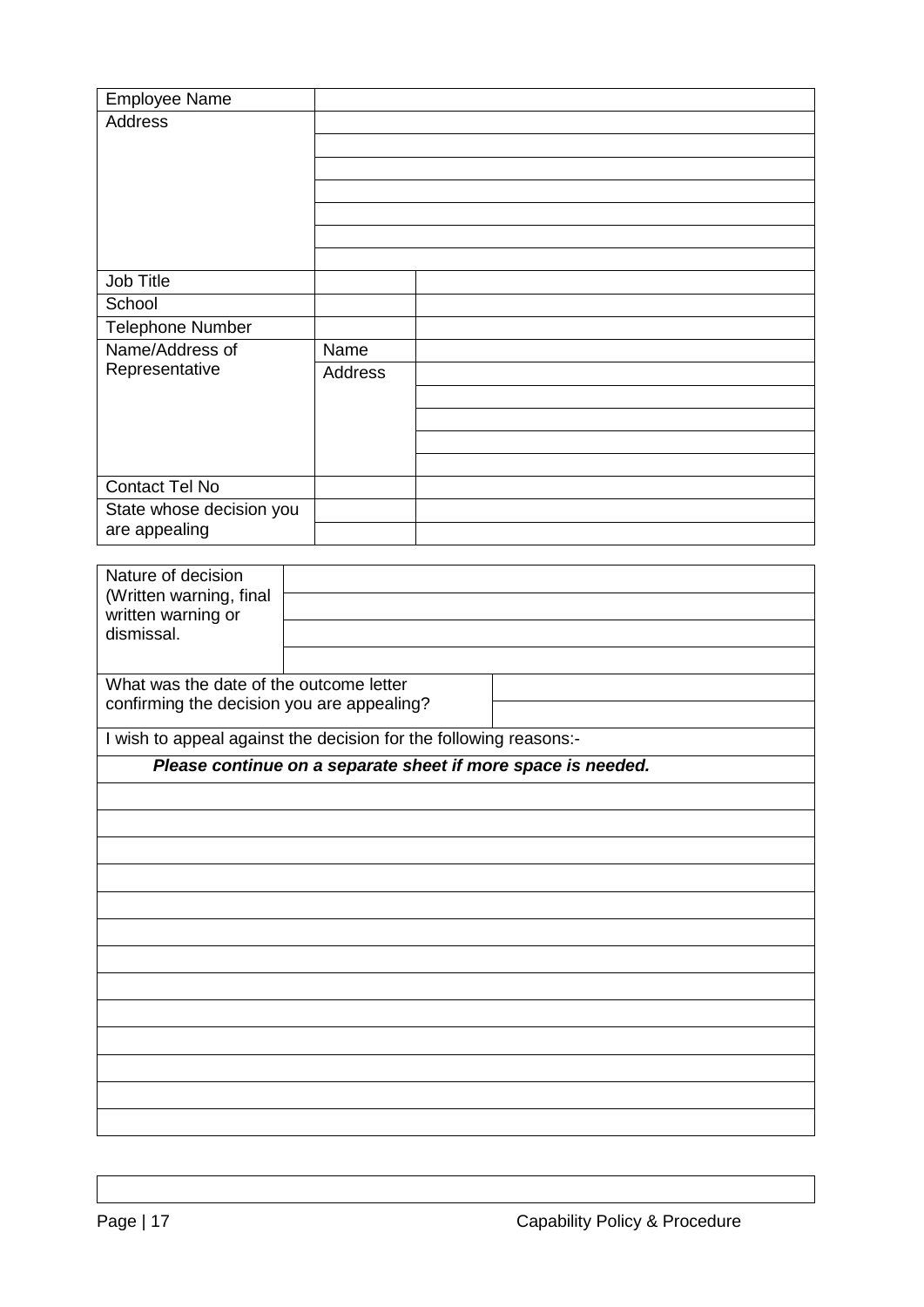| Employee Name | | |
|---|---|---|
| Address | | |
| | | |
| | | |
| | | |
| | | |
| | | |
| | | |
| Job Title | | |
| School | | |
| Telephone Number | | |
| Name/Address of Representative | Name | |
| | Address | |
| | | |
| | | |
| | | |
| | | |
| Contact Tel No | | |
| State whose decision you are appealing | | |
| | | |

| Nature of decision (Written warning, final written warning or dismissal. | |
|---|---|
| | |
| | |
| | |

| What was the date of the outcome letter confirming the decision you are appealing? | |
|---|---|
| | |

| I wish to appeal against the decision for the following reasons:- |
|---|
| ***Please continue on a separate sheet if more space is needed.*** |
| |
| |
| |
| |
| |
| |
| |
| |
| |
| |
| |
| |
| |

| |
|---|
| |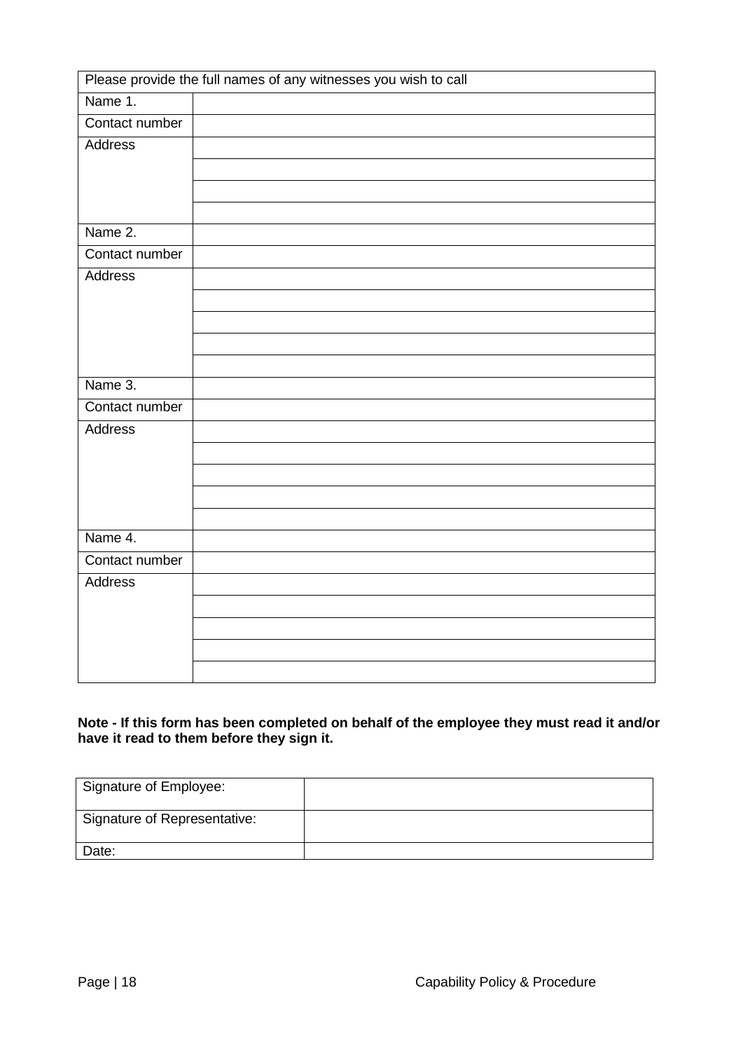| Please provide the full names of any witnesses you wish to call | |
|---|---|
| Name 1. | |
| Contact number | |
| Address | |
| | |
| | |
| | |
| Name 2. | |
| Contact number | |
| Address | |
| | |
| | |
| | |
| | |
| Name 3. | |
| Contact number | |
| Address | |
| | |
| | |
| | |
| | |
| Name 4. | |
| Contact number | |
| Address | |
| | |
| | |
| | |
| | |

**Note - If this form has been completed on behalf of the employee they must read it and/or have it read to them before they sign it.**

| Signature of Employee: | |
|---|---|
| Signature of Representative: | |
| Date: | |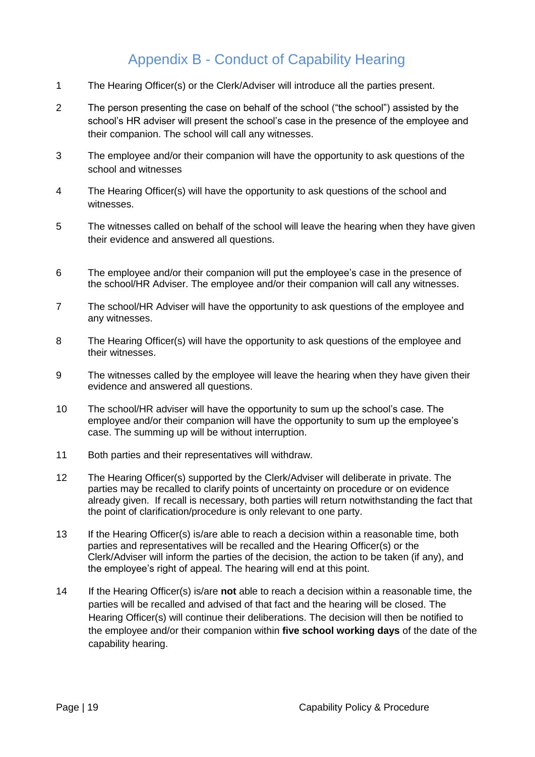# Appendix B - Conduct of Capability Hearing

1. The Hearing Officer(s) or the Clerk/Adviser will introduce all the parties present.

2. The person presenting the case on behalf of the school ("the school") assisted by the school's HR adviser will present the school's case in the presence of the employee and their companion. The school will call any witnesses.

3. The employee and/or their companion will have the opportunity to ask questions of the school and witnesses

4. The Hearing Officer(s) will have the opportunity to ask questions of the school and witnesses.

5. The witnesses called on behalf of the school will leave the hearing when they have given their evidence and answered all questions.

6. The employee and/or their companion will put the employee's case in the presence of the school/HR Adviser. The employee and/or their companion will call any witnesses.

7. The school/HR Adviser will have the opportunity to ask questions of the employee and any witnesses.

8. The Hearing Officer(s) will have the opportunity to ask questions of the employee and their witnesses.

9. The witnesses called by the employee will leave the hearing when they have given their evidence and answered all questions.

10. The school/HR adviser will have the opportunity to sum up the school's case. The employee and/or their companion will have the opportunity to sum up the employee's case. The summing up will be without interruption.

11. Both parties and their representatives will withdraw.

12. The Hearing Officer(s) supported by the Clerk/Adviser will deliberate in private. The parties may be recalled to clarify points of uncertainty on procedure or on evidence already given. If recall is necessary, both parties will return notwithstanding the fact that the point of clarification/procedure is only relevant to one party.

13. If the Hearing Officer(s) is/are able to reach a decision within a reasonable time, both parties and representatives will be recalled and the Hearing Officer(s) or the Clerk/Adviser will inform the parties of the decision, the action to be taken (if any), and the employee's right of appeal. The hearing will end at this point.

14. If the Hearing Officer(s) is/are **not** able to reach a decision within a reasonable time, the parties will be recalled and advised of that fact and the hearing will be closed. The Hearing Officer(s) will continue their deliberations. The decision will then be notified to the employee and/or their companion within **five school working days** of the date of the capability hearing.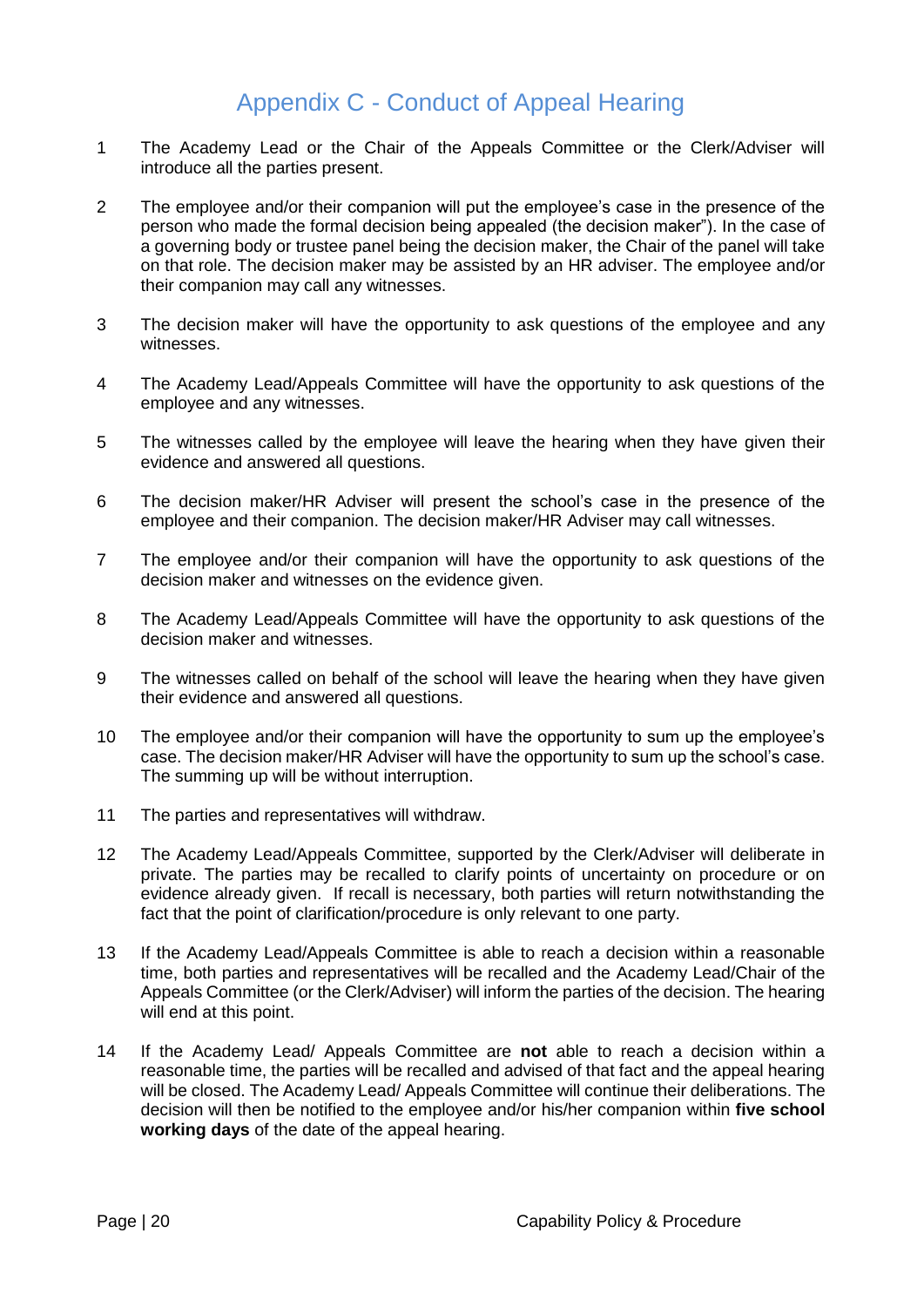# Appendix C - Conduct of Appeal Hearing

1. The Academy Lead or the Chair of the Appeals Committee or the Clerk/Adviser will introduce all the parties present.

2. The employee and/or their companion will put the employee's case in the presence of the person who made the formal decision being appealed (the decision maker"). In the case of a governing body or trustee panel being the decision maker, the Chair of the panel will take on that role. The decision maker may be assisted by an HR adviser. The employee and/or their companion may call any witnesses.

3. The decision maker will have the opportunity to ask questions of the employee and any witnesses.

4. The Academy Lead/Appeals Committee will have the opportunity to ask questions of the employee and any witnesses.

5. The witnesses called by the employee will leave the hearing when they have given their evidence and answered all questions.

6. The decision maker/HR Adviser will present the school's case in the presence of the employee and their companion. The decision maker/HR Adviser may call witnesses.

7. The employee and/or their companion will have the opportunity to ask questions of the decision maker and witnesses on the evidence given.

8. The Academy Lead/Appeals Committee will have the opportunity to ask questions of the decision maker and witnesses.

9. The witnesses called on behalf of the school will leave the hearing when they have given their evidence and answered all questions.

10. The employee and/or their companion will have the opportunity to sum up the employee's case. The decision maker/HR Adviser will have the opportunity to sum up the school's case. The summing up will be without interruption.

11. The parties and representatives will withdraw.

12. The Academy Lead/Appeals Committee, supported by the Clerk/Adviser will deliberate in private. The parties may be recalled to clarify points of uncertainty on procedure or on evidence already given. If recall is necessary, both parties will return notwithstanding the fact that the point of clarification/procedure is only relevant to one party.

13. If the Academy Lead/Appeals Committee is able to reach a decision within a reasonable time, both parties and representatives will be recalled and the Academy Lead/Chair of the Appeals Committee (or the Clerk/Adviser) will inform the parties of the decision. The hearing will end at this point.

14. If the Academy Lead/ Appeals Committee are **not** able to reach a decision within a reasonable time, the parties will be recalled and advised of that fact and the appeal hearing will be closed. The Academy Lead/ Appeals Committee will continue their deliberations. The decision will then be notified to the employee and/or his/her companion within **five school working days** of the date of the appeal hearing.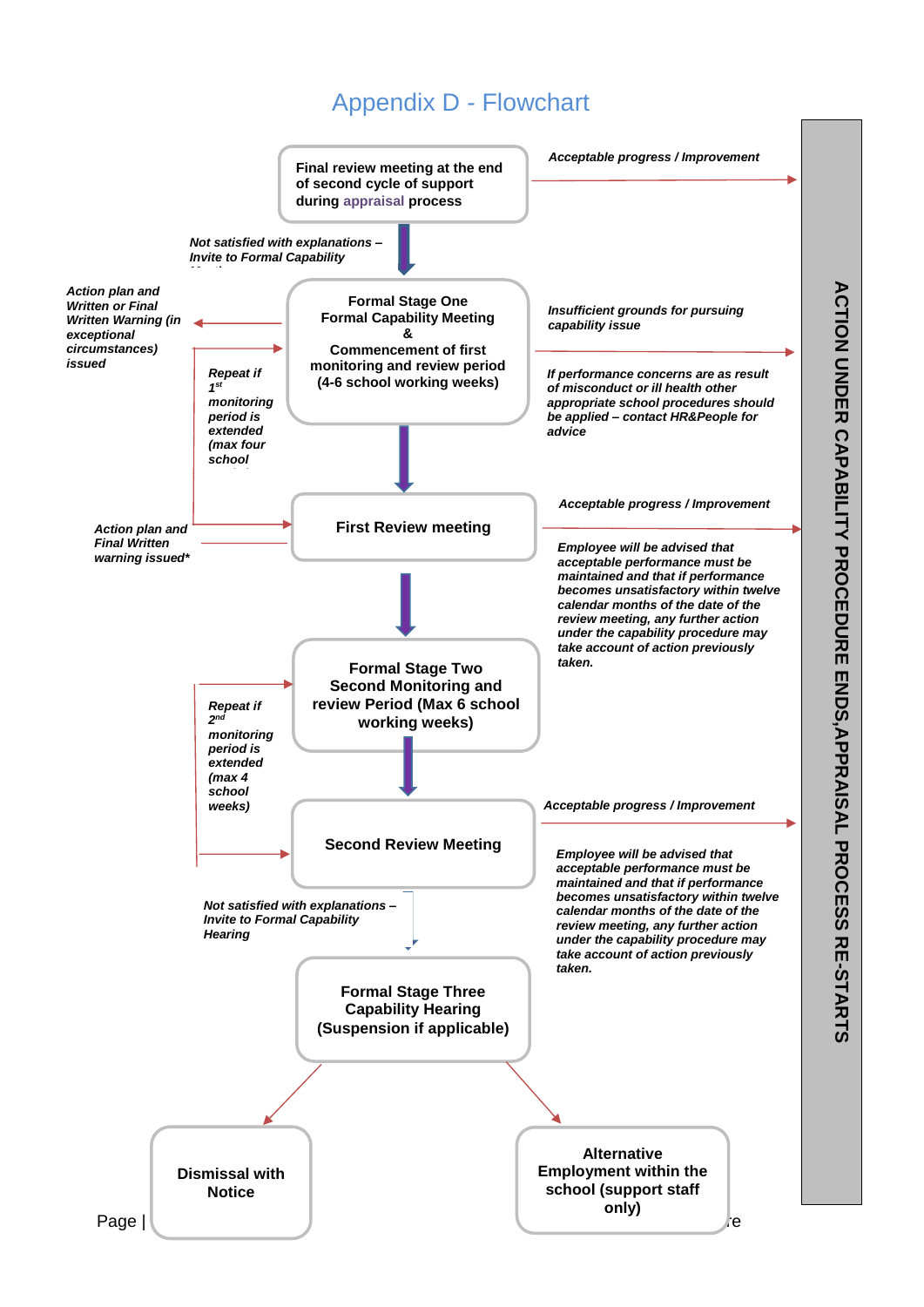# Appendix D - Flowchart

**Final review meeting at the end of second cycle of support during appraisal process**

*Acceptable progress / Improvement*

*Not satisfied with explanations – Invite to Formal Capability*

**Formal Stage One**
**Formal Capability Meeting**
**&**
**Commencement of first monitoring and review period (4-6 school working weeks)**

*Action plan and Written or Final Written Warning (in exceptional circumstances) issued*

*Repeat if 1st monitoring period is extended (max four school*

*Insufficient grounds for pursuing capability issue*

*If performance concerns are as result of misconduct or ill health other appropriate school procedures should be applied – contact HR&People for advice*

**First Review meeting**

*Action plan and Final Written warning issued\**

*Acceptable progress / Improvement*

*Employee will be advised that acceptable performance must be maintained and that if performance becomes unsatisfactory within twelve calendar months of the date of the review meeting, any further action under the capability procedure may take account of action previously taken.*

**Formal Stage Two**
**Second Monitoring and review Period (Max 6 school working weeks)**

*Repeat if 2nd monitoring period is extended (max 4 school weeks)*

**Second Review Meeting**

*Acceptable progress / Improvement*

*Employee will be advised that acceptable performance must be maintained and that if performance becomes unsatisfactory within twelve calendar months of the date of the review meeting, any further action under the capability procedure may take account of action previously taken.*

*Not satisfied with explanations – Invite to Formal Capability Hearing*

**Formal Stage Three**
**Capability Hearing**
**(Suspension if applicable)**

**Dismissal with Notice**

**Alternative Employment within the school (support staff only)**

**ACTION UNDER CAPABILITY PROCEDURE ENDS,APPRAISAL PROCESS RE-STARTS**